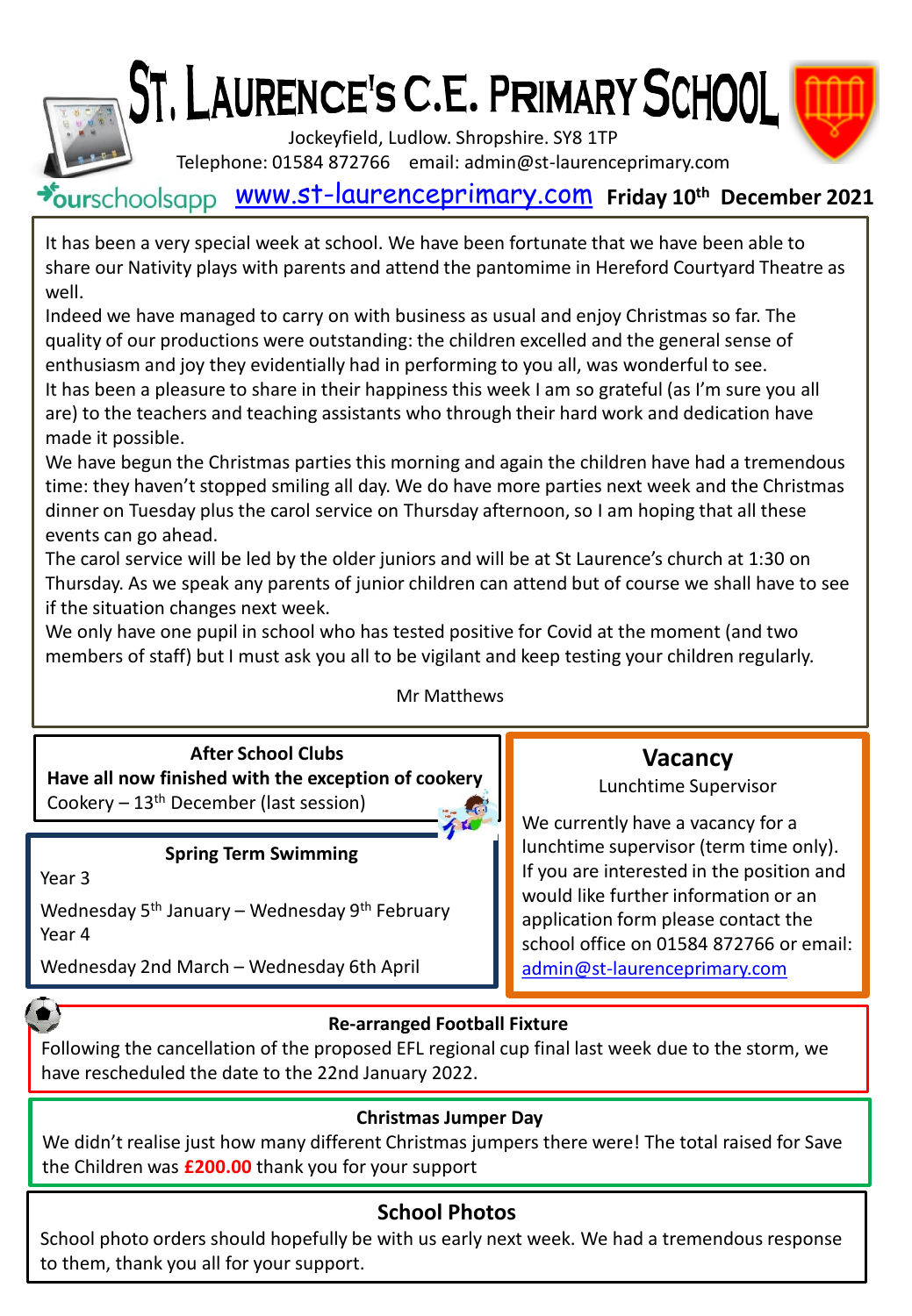# ST. LAURENCE'S C.E. PRIMARY SCHOOL

Jockeyfield, Ludlow. Shropshire. SY8 1TP
Telephone: 01584 872766 email: admin@st-laurenceprimary.com

ourschoolsapp www.st-laurenceprimary.com **Friday 10th December 2021**

It has been a very special week at school. We have been fortunate that we have been able to share our Nativity plays with parents and attend the pantomime in Hereford Courtyard Theatre as well.
Indeed we have managed to carry on with business as usual and enjoy Christmas so far. The quality of our productions were outstanding: the children excelled and the general sense of enthusiasm and joy they evidentially had in performing to you all, was wonderful to see.
It has been a pleasure to share in their happiness this week I am so grateful (as I'm sure you all are) to the teachers and teaching assistants who through their hard work and dedication have made it possible.
We have begun the Christmas parties this morning and again the children have had a tremendous time: they haven't stopped smiling all day. We do have more parties next week and the Christmas dinner on Tuesday plus the carol service on Thursday afternoon, so I am hoping that all these events can go ahead.
The carol service will be led by the older juniors and will be at St Laurence's church at 1:30 on Thursday. As we speak any parents of junior children can attend but of course we shall have to see if the situation changes next week.
We only have one pupil in school who has tested positive for Covid at the moment (and two members of staff) but I must ask you all to be vigilant and keep testing your children regularly.

Mr Matthews

**After School Clubs**
**Have all now finished with the exception of cookery**
Cookery – 13th December (last session)

**Spring Term Swimming**

Year 3

Wednesday 5th January – Wednesday 9th February

Year 4

Wednesday 2nd March – Wednesday 6th April

## Vacancy

Lunchtime Supervisor

We currently have a vacancy for a lunchtime supervisor (term time only). If you are interested in the position and would like further information or an application form please contact the school office on 01584 872766 or email: admin@st-laurenceprimary.com

**Re-arranged Football Fixture**

Following the cancellation of the proposed EFL regional cup final last week due to the storm, we have rescheduled the date to the 22nd January 2022.

**Christmas Jumper Day**

We didn't realise just how many different Christmas jumpers there were! The total raised for Save the Children was **£200.00** thank you for your support

## School Photos

School photo orders should hopefully be with us early next week. We had a tremendous response to them, thank you all for your support.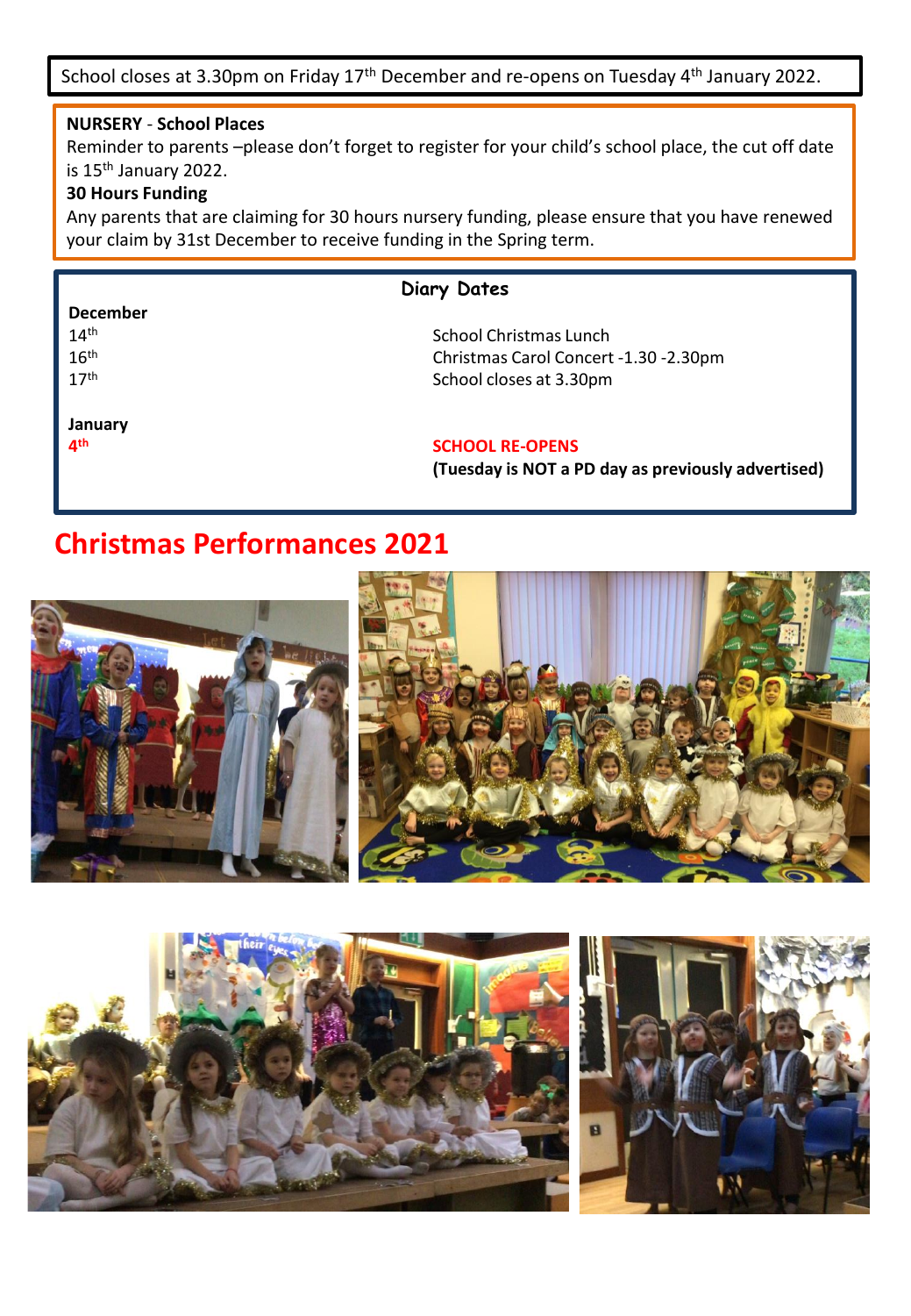School closes at 3.30pm on Friday 17th December and re-opens on Tuesday 4th January 2022.

**NURSERY - School Places**

Reminder to parents –please don't forget to register for your child's school place, the cut off date is 15th January 2022.

**30 Hours Funding**

Any parents that are claiming for 30 hours nursery funding, please ensure that you have renewed your claim by 31st December to receive funding in the Spring term.

## Diary Dates

| | |
|---|---|
| **December** | |
| 14th | School Christmas Lunch |
| 16th | Christmas Carol Concert -1.30 -2.30pm |
| 17th | School closes at 3.30pm |
| **January** | |
| **4th** | **SCHOOL RE-OPENS** |
| | **(Tuesday is NOT a PD day as previously advertised)** |

# Christmas Performances 2021